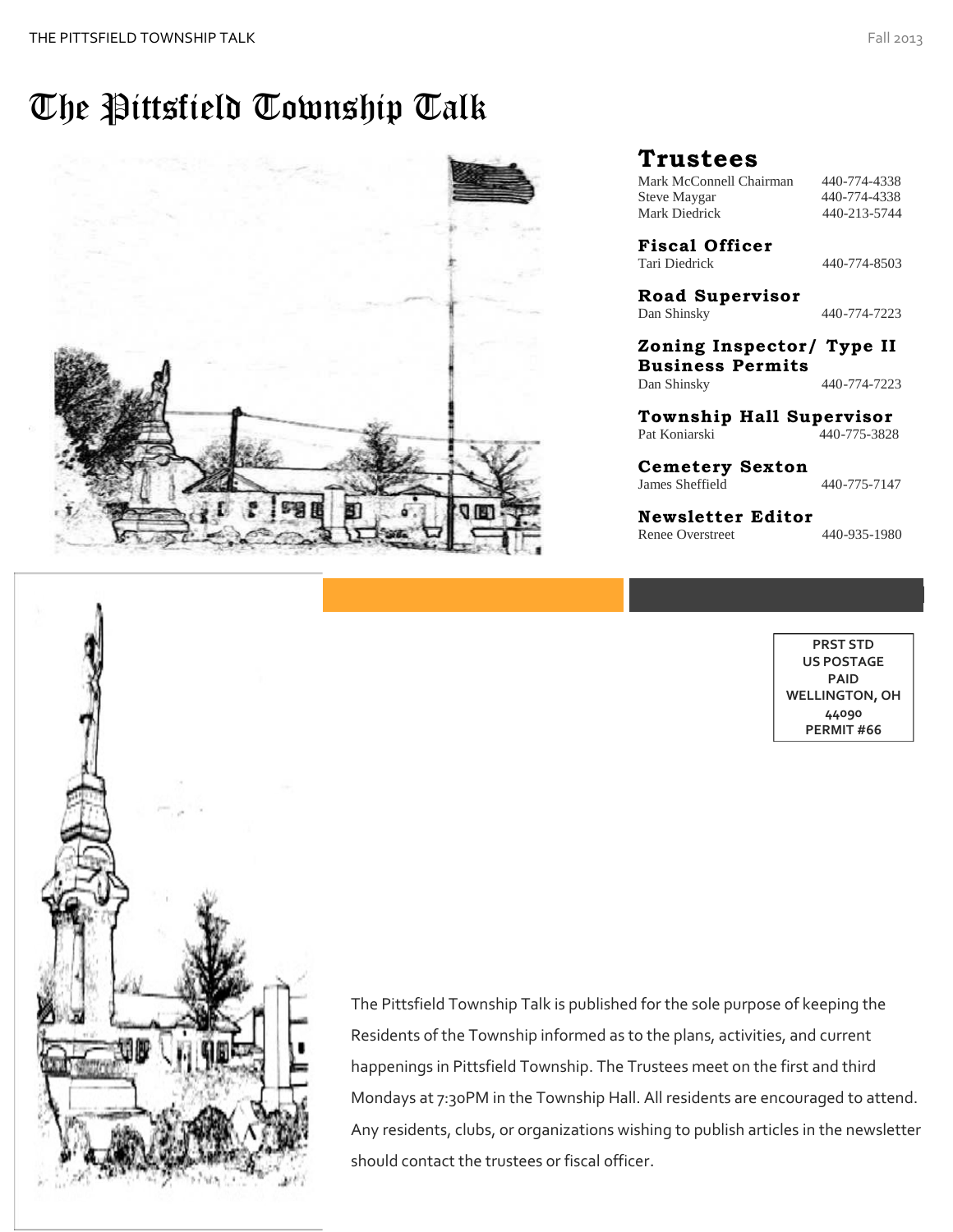# The Pittsfield Township Talk

## Trustees

| | |
|---|---|
| Mark McConnell Chairman | 440-774-4338 |
| Steve Maygar | 440-774-4338 |
| Mark Diedrick | 440-213-5744 |

## Fiscal Officer

Tari Diedrick 440-774-8503

## Road Supervisor

Dan Shinsky 440-774-7223

## Zoning Inspector/ Type II Business Permits

Dan Shinsky 440-774-7223

## Township Hall Supervisor

Pat Koniarski 440-775-3828

## Cemetery Sexton

James Sheffield 440-775-7147

## Newsletter Editor

Renee Overstreet 440-935-1980

PRST STD
US POSTAGE
PAID
WELLINGTON, OH
44090
PERMIT #66

The Pittsfield Township Talk is published for the sole purpose of keeping the Residents of the Township informed as to the plans, activities, and current happenings in Pittsfield Township. The Trustees meet on the first and third Mondays at 7:30PM in the Township Hall. All residents are encouraged to attend. Any residents, clubs, or organizations wishing to publish articles in the newsletter should contact the trustees or fiscal officer.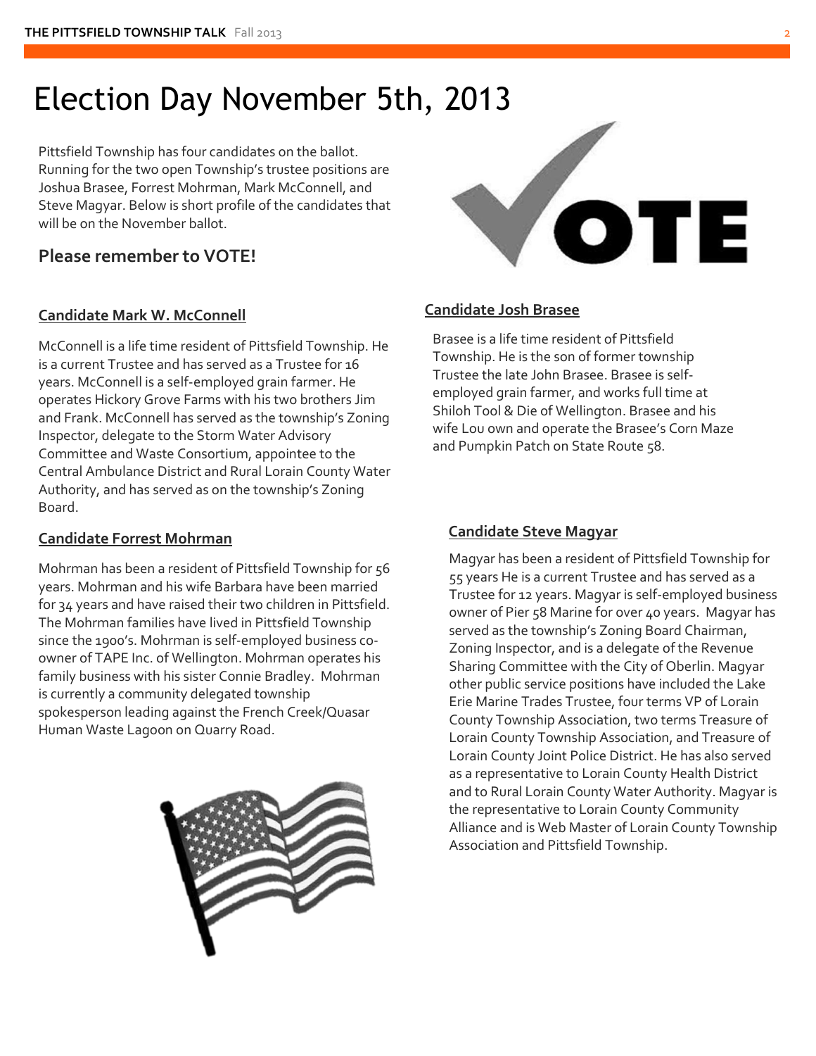# Election Day November 5th, 2013

Pittsfield Township has four candidates on the ballot. Running for the two open Township's trustee positions are Joshua Brasee, Forrest Mohrman, Mark McConnell, and Steve Magyar. Below is short profile of the candidates that will be on the November ballot.

## Please remember to VOTE!

### Candidate Mark W. McConnell

McConnell is a life time resident of Pittsfield Township. He is a current Trustee and has served as a Trustee for 16 years. McConnell is a self-employed grain farmer. He operates Hickory Grove Farms with his two brothers Jim and Frank. McConnell has served as the township's Zoning Inspector, delegate to the Storm Water Advisory Committee and Waste Consortium, appointee to the Central Ambulance District and Rural Lorain County Water Authority, and has served as on the township's Zoning Board.

### Candidate Forrest Mohrman

Mohrman has been a resident of Pittsfield Township for 56 years. Mohrman and his wife Barbara have been married for 34 years and have raised their two children in Pittsfield. The Mohrman families have lived in Pittsfield Township since the 1900's. Mohrman is self-employed business co-owner of TAPE Inc. of Wellington. Mohrman operates his family business with his sister Connie Bradley. Mohrman is currently a community delegated township spokesperson leading against the French Creek/Quasar Human Waste Lagoon on Quarry Road.

### Candidate Josh Brasee

Brasee is a life time resident of Pittsfield Township. He is the son of former township Trustee the late John Brasee. Brasee is self-employed grain farmer, and works full time at Shiloh Tool & Die of Wellington. Brasee and his wife Lou own and operate the Brasee's Corn Maze and Pumpkin Patch on State Route 58.

### Candidate Steve Magyar

Magyar has been a resident of Pittsfield Township for 55 years He is a current Trustee and has served as a Trustee for 12 years. Magyar is self-employed business owner of Pier 58 Marine for over 40 years. Magyar has served as the township's Zoning Board Chairman, Zoning Inspector, and is a delegate of the Revenue Sharing Committee with the City of Oberlin. Magyar other public service positions have included the Lake Erie Marine Trades Trustee, four terms VP of Lorain County Township Association, two terms Treasure of Lorain County Township Association, and Treasure of Lorain County Joint Police District. He has also served as a representative to Lorain County Health District and to Rural Lorain County Water Authority. Magyar is the representative to Lorain County Community Alliance and is Web Master of Lorain County Township Association and Pittsfield Township.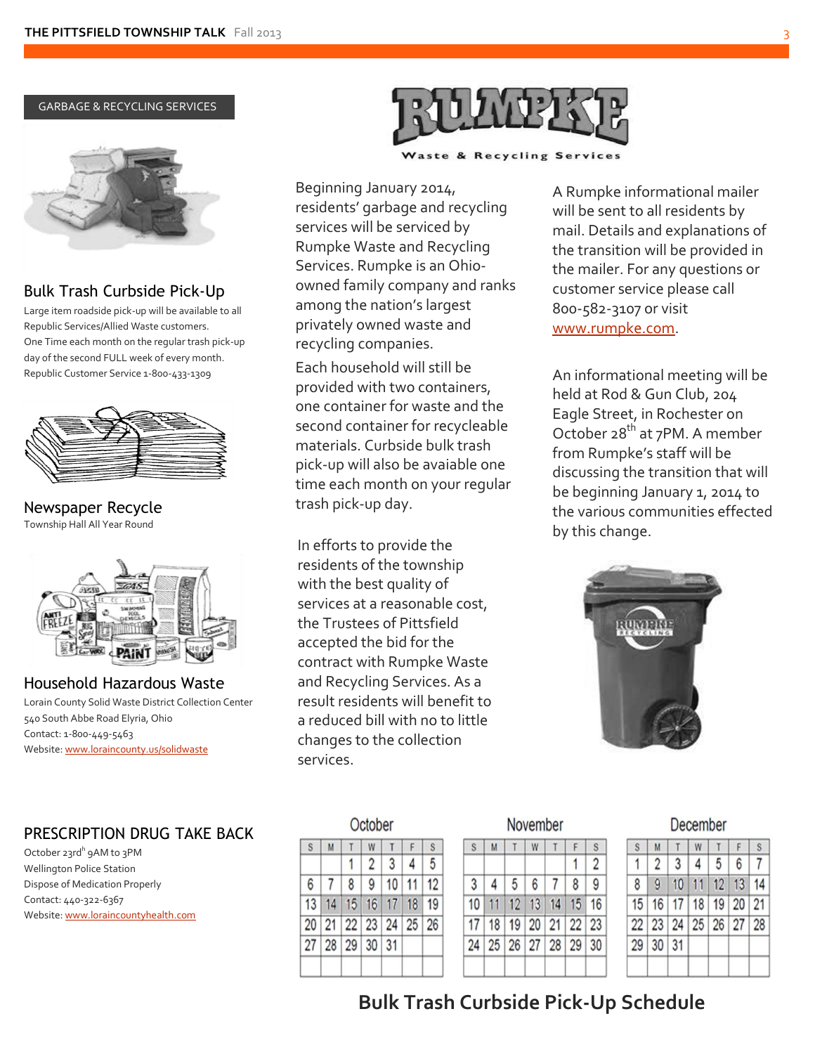## GARBAGE & RECYCLING SERVICES

### Bulk Trash Curbside Pick-Up

Large item roadside pick-up will be available to all Republic Services/Allied Waste customers.
One Time each month on the regular trash pick-up day of the second FULL week of every month.
Republic Customer Service 1-800-433-1309

### Newspaper Recycle

Township Hall All Year Round

### Household Hazardous Waste

Lorain County Solid Waste District Collection Center
540 South Abbe Road Elyria, Ohio
Contact: 1-800-449-5463
Website: www.loraincounty.us/solidwaste

## RUMPKE
**Waste & Recycling Services**

Beginning January 2014, residents' garbage and recycling services will be serviced by Rumpke Waste and Recycling Services. Rumpke is an Ohio-owned family company and ranks among the nation's largest privately owned waste and recycling companies.

Each household will still be provided with two containers, one container for waste and the second container for recycleable materials. Curbside bulk trash pick-up will also be avaiable one time each month on your regular trash pick-up day.

In efforts to provide the residents of the township with the best quality of services at a reasonable cost, the Trustees of Pittsfield accepted the bid for the contract with Rumpke Waste and Recycling Services. As a result residents will benefit to a reduced bill with no to little changes to the collection services.

A Rumpke informational mailer will be sent to all residents by mail. Details and explanations of the transition will be provided in the mailer. For any questions or customer service please call 800-582-3107 or visit www.rumpke.com.

An informational meeting will be held at Rod & Gun Club, 204 Eagle Street, in Rochester on October 28th at 7PM. A member from Rumpke's staff will be discussing the transition that will be beginning January 1, 2014 to the various communities effected by this change.

## PRESCRIPTION DRUG TAKE BACK

October 23rd 9AM to 3PM
Wellington Police Station
Dispose of Medication Properly
Contact: 440-322-6367
Website: www.loraincountyhealth.com

**October**

| S | M | T | W | T | F | S |
|---|---|---|---|---|---|---|
| | | 1 | 2 | 3 | 4 | 5 |
| 6 | 7 | 8 | 9 | 10 | 11 | 12 |
| 13 | 14 | 15 | 16 | 17 | 18 | 19 |
| 20 | 21 | 22 | 23 | 24 | 25 | 26 |
| 27 | 28 | 29 | 30 | 31 | | |

**November**

| S | M | T | W | T | F | S |
|---|---|---|---|---|---|---|
| | | | | | 1 | 2 |
| 3 | 4 | 5 | 6 | 7 | 8 | 9 |
| 10 | 11 | 12 | 13 | 14 | 15 | 16 |
| 17 | 18 | 19 | 20 | 21 | 22 | 23 |
| 24 | 25 | 26 | 27 | 28 | 29 | 30 |

**December**

| S | M | T | W | T | F | S |
|---|---|---|---|---|---|---|
| 1 | 2 | 3 | 4 | 5 | 6 | 7 |
| 8 | 9 | 10 | 11 | 12 | 13 | 14 |
| 15 | 16 | 17 | 18 | 19 | 20 | 21 |
| 22 | 23 | 24 | 25 | 26 | 27 | 28 |
| 29 | 30 | 31 | | | | |

**Bulk Trash Curbside Pick-Up Schedule**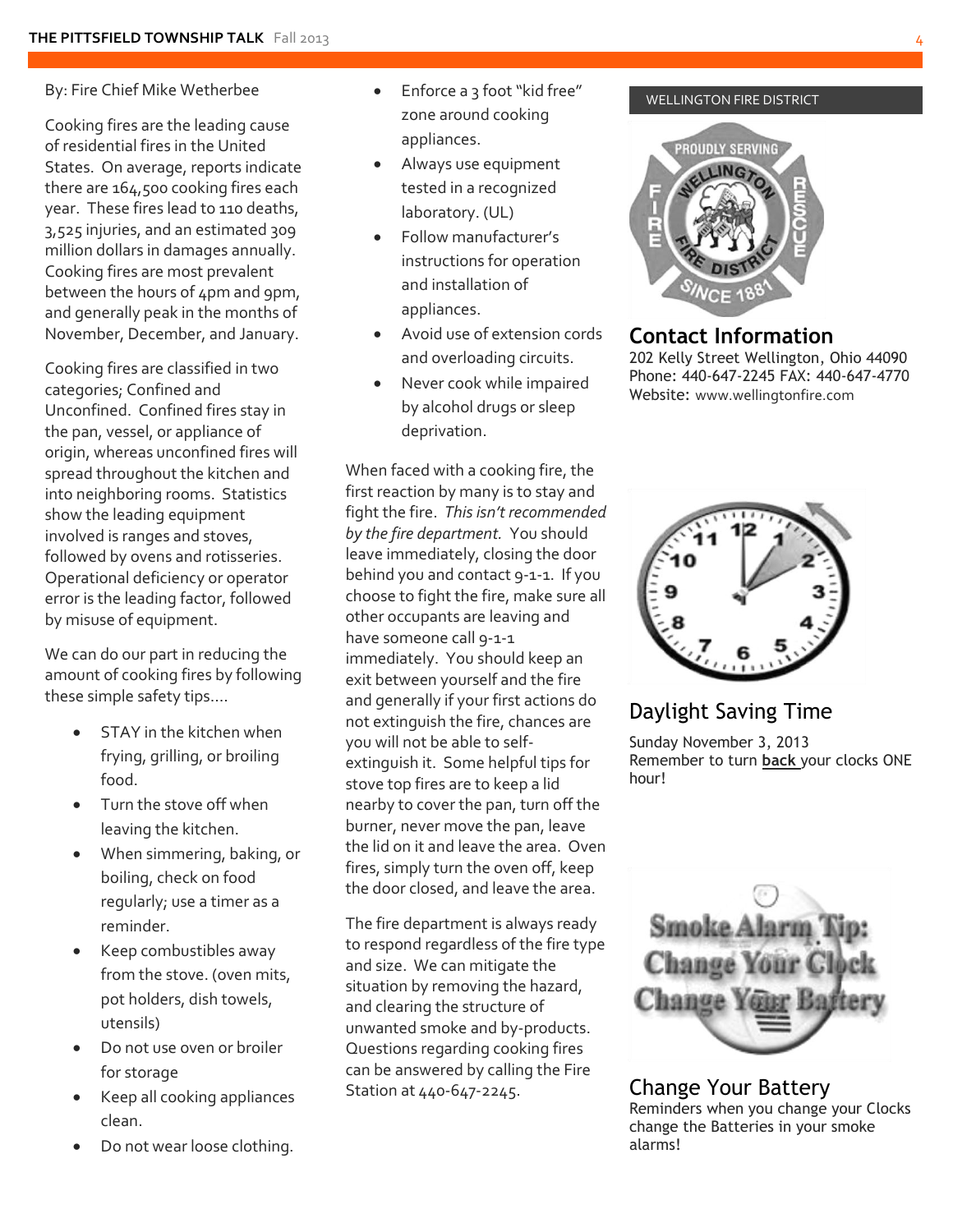By: Fire Chief Mike Wetherbee

Cooking fires are the leading cause of residential fires in the United States. On average, reports indicate there are 164,500 cooking fires each year. These fires lead to 110 deaths, 3,525 injuries, and an estimated 309 million dollars in damages annually. Cooking fires are most prevalent between the hours of 4pm and 9pm, and generally peak in the months of November, December, and January.

Cooking fires are classified in two categories; Confined and Unconfined. Confined fires stay in the pan, vessel, or appliance of origin, whereas unconfined fires will spread throughout the kitchen and into neighboring rooms. Statistics show the leading equipment involved is ranges and stoves, followed by ovens and rotisseries. Operational deficiency or operator error is the leading factor, followed by misuse of equipment.

We can do our part in reducing the amount of cooking fires by following these simple safety tips....

- STAY in the kitchen when frying, grilling, or broiling food.
- Turn the stove off when leaving the kitchen.
- When simmering, baking, or boiling, check on food regularly; use a timer as a reminder.
- Keep combustibles away from the stove. (oven mits, pot holders, dish towels, utensils)
- Do not use oven or broiler for storage
- Keep all cooking appliances clean.
- Do not wear loose clothing.
- Enforce a 3 foot "kid free" zone around cooking appliances.
- Always use equipment tested in a recognized laboratory. (UL)
- Follow manufacturer's instructions for operation and installation of appliances.
- Avoid use of extension cords and overloading circuits.
- Never cook while impaired by alcohol drugs or sleep deprivation.

When faced with a cooking fire, the first reaction by many is to stay and fight the fire. *This isn't recommended by the fire department.* You should leave immediately, closing the door behind you and contact 9-1-1. If you choose to fight the fire, make sure all other occupants are leaving and have someone call 9-1-1 immediately. You should keep an exit between yourself and the fire and generally if your first actions do not extinguish the fire, chances are you will not be able to self-extinguish it. Some helpful tips for stove top fires are to keep a lid nearby to cover the pan, turn off the burner, never move the pan, leave the lid on it and leave the area. Oven fires, simply turn the oven off, keep the door closed, and leave the area.

The fire department is always ready to respond regardless of the fire type and size. We can mitigate the situation by removing the hazard, and clearing the structure of unwanted smoke and by-products. Questions regarding cooking fires can be answered by calling the Fire Station at 440-647-2245.

WELLINGTON FIRE DISTRICT

PROUDLY SERVING WELLINGTON FIRE DISTRICT FIRE RESCUE SINCE 1881

## Contact Information

202 Kelly Street Wellington, Ohio 44090
Phone: 440-647-2245 FAX: 440-647-4770
Website: www.wellingtonfire.com

## Daylight Saving Time

Sunday November 3, 2013
Remember to turn **back** your clocks ONE hour!

Smoke Alarm Tip: Change Your Clock Change Your Battery

## Change Your Battery

Reminders when you change your Clocks change the Batteries in your smoke alarms!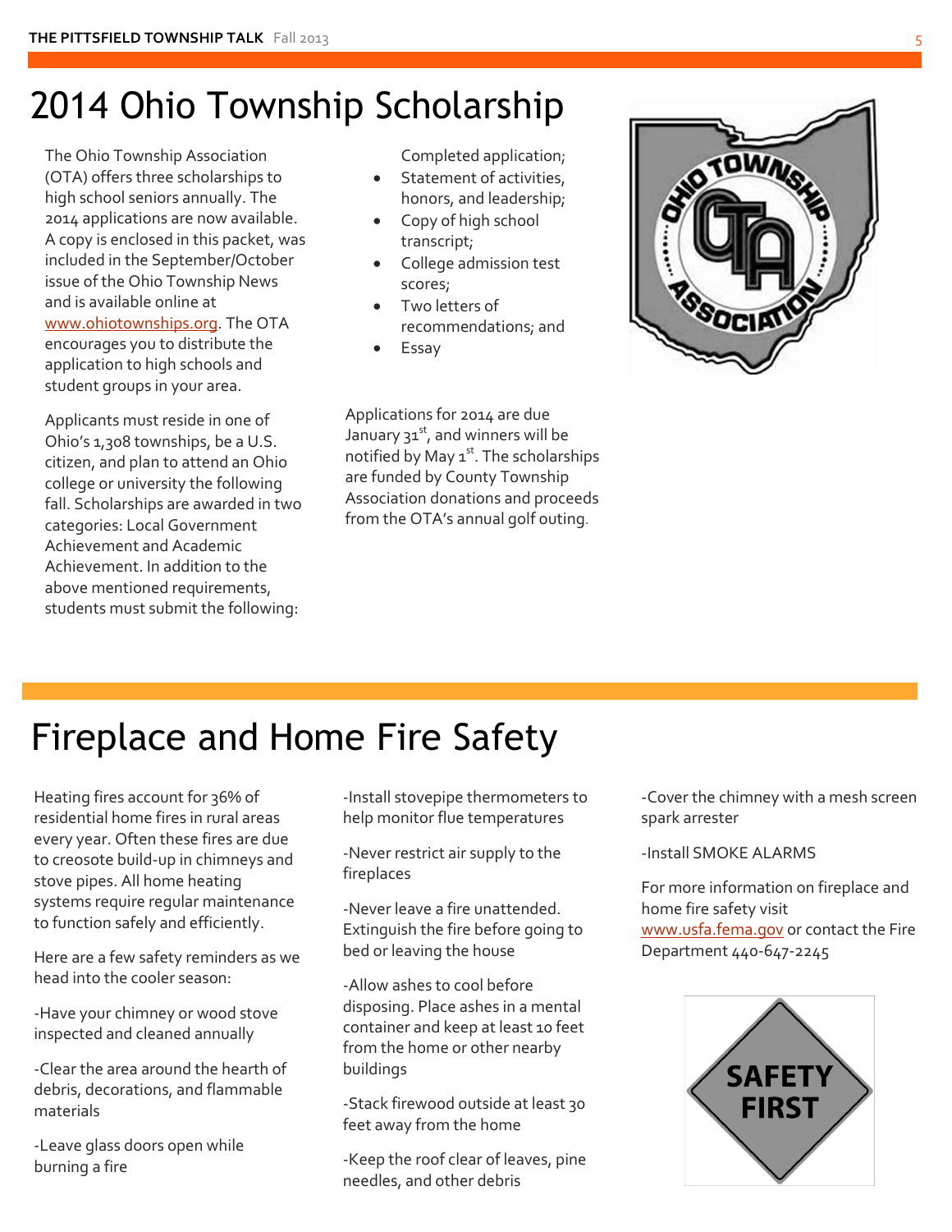# 2014 Ohio Township Scholarship

The Ohio Township Association (OTA) offers three scholarships to high school seniors annually. The 2014 applications are now available. A copy is enclosed in this packet, was included in the September/October issue of the Ohio Township News and is available online at www.ohiotownships.org. The OTA encourages you to distribute the application to high schools and student groups in your area.

Applicants must reside in one of Ohio's 1,308 townships, be a U.S. citizen, and plan to attend an Ohio college or university the following fall. Scholarships are awarded in two categories: Local Government Achievement and Academic Achievement. In addition to the above mentioned requirements, students must submit the following:

- Completed application;
- Statement of activities, honors, and leadership;
- Copy of high school transcript;
- College admission test scores;
- Two letters of recommendations; and
- Essay

Applications for 2014 are due January 31st, and winners will be notified by May 1st. The scholarships are funded by County Township Association donations and proceeds from the OTA's annual golf outing.

# Fireplace and Home Fire Safety

Heating fires account for 36% of residential home fires in rural areas every year. Often these fires are due to creosote build-up in chimneys and stove pipes. All home heating systems require regular maintenance to function safely and efficiently.

Here are a few safety reminders as we head into the cooler season:

-Have your chimney or wood stove inspected and cleaned annually

-Clear the area around the hearth of debris, decorations, and flammable materials

-Leave glass doors open while burning a fire

-Install stovepipe thermometers to help monitor flue temperatures

-Never restrict air supply to the fireplaces

-Never leave a fire unattended. Extinguish the fire before going to bed or leaving the house

-Allow ashes to cool before disposing. Place ashes in a mental container and keep at least 10 feet from the home or other nearby buildings

-Stack firewood outside at least 30 feet away from the home

-Keep the roof clear of leaves, pine needles, and other debris

-Cover the chimney with a mesh screen spark arrester

-Install SMOKE ALARMS

For more information on fireplace and home fire safety visit www.usfa.fema.gov or contact the Fire Department 440-647-2245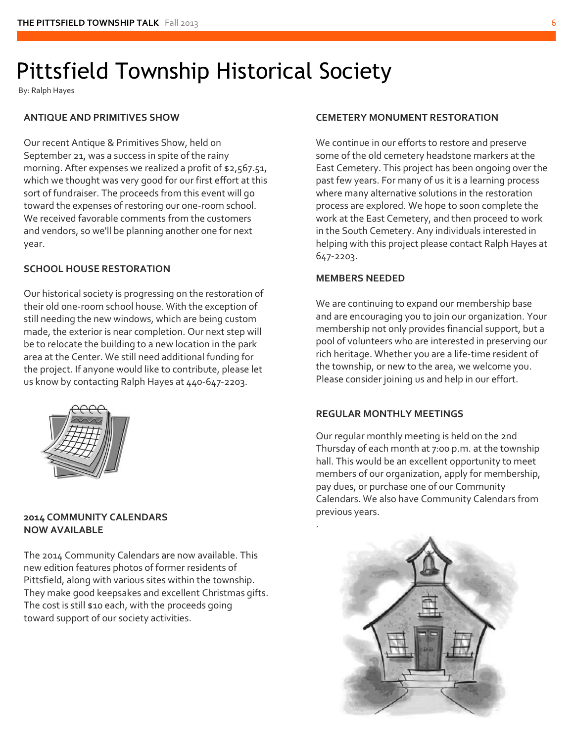# Pittsfield Township Historical Society

By: Ralph Hayes

### ANTIQUE AND PRIMITIVES SHOW

Our recent Antique & Primitives Show, held on September 21, was a success in spite of the rainy morning. After expenses we realized a profit of $2,567.51, which we thought was very good for our first effort at this sort of fundraiser. The proceeds from this event will go toward the expenses of restoring our one-room school. We received favorable comments from the customers and vendors, so we'll be planning another one for next year.

### SCHOOL HOUSE RESTORATION

Our historical society is progressing on the restoration of their old one-room school house. With the exception of still needing the new windows, which are being custom made, the exterior is near completion. Our next step will be to relocate the building to a new location in the park area at the Center. We still need additional funding for the project. If anyone would like to contribute, please let us know by contacting Ralph Hayes at 440-647-2203.

### 2014 COMMUNITY CALENDARS NOW AVAILABLE

The 2014 Community Calendars are now available. This new edition features photos of former residents of Pittsfield, along with various sites within the township. They make good keepsakes and excellent Christmas gifts. The cost is still $10 each, with the proceeds going toward support of our society activities.

### CEMETERY MONUMENT RESTORATION

We continue in our efforts to restore and preserve some of the old cemetery headstone markers at the East Cemetery. This project has been ongoing over the past few years. For many of us it is a learning process where many alternative solutions in the restoration process are explored. We hope to soon complete the work at the East Cemetery, and then proceed to work in the South Cemetery. Any individuals interested in helping with this project please contact Ralph Hayes at 647-2203.

### MEMBERS NEEDED

We are continuing to expand our membership base and are encouraging you to join our organization. Your membership not only provides financial support, but a pool of volunteers who are interested in preserving our rich heritage. Whether you are a life-time resident of the township, or new to the area, we welcome you. Please consider joining us and help in our effort.

### REGULAR MONTHLY MEETINGS

Our regular monthly meeting is held on the 2nd Thursday of each month at 7:00 p.m. at the township hall. This would be an excellent opportunity to meet members of our organization, apply for membership, pay dues, or purchase one of our Community Calendars. We also have Community Calendars from previous years.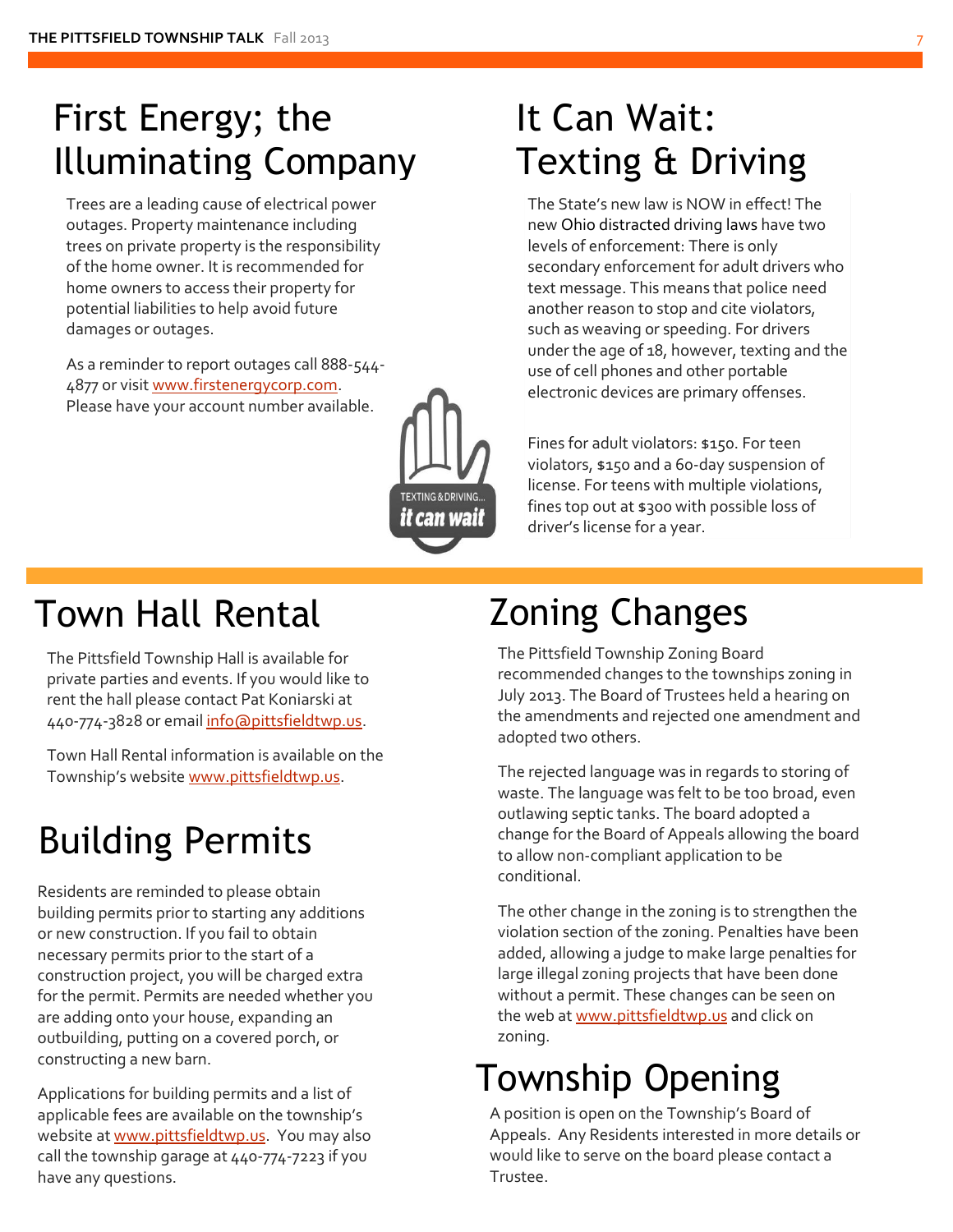# First Energy; the Illuminating Company

Trees are a leading cause of electrical power outages. Property maintenance including trees on private property is the responsibility of the home owner. It is recommended for home owners to access their property for potential liabilities to help avoid future damages or outages.

As a reminder to report outages call 888-544-4877 or visit www.firstenergycorp.com. Please have your account number available.

# It Can Wait: Texting & Driving

The State's new law is NOW in effect! The new Ohio distracted driving laws have two levels of enforcement: There is only secondary enforcement for adult drivers who text message. This means that police need another reason to stop and cite violators, such as weaving or speeding. For drivers under the age of 18, however, texting and the use of cell phones and other portable electronic devices are primary offenses.

Fines for adult violators: $150. For teen violators, $150 and a 60-day suspension of license. For teens with multiple violations, fines top out at $300 with possible loss of driver's license for a year.

TEXTING & DRIVING...
it can wait

# Town Hall Rental

The Pittsfield Township Hall is available for private parties and events. If you would like to rent the hall please contact Pat Koniarski at 440-774-3828 or email info@pittsfieldtwp.us.

Town Hall Rental information is available on the Township's website www.pittsfieldtwp.us.

# Building Permits

Residents are reminded to please obtain building permits prior to starting any additions or new construction. If you fail to obtain necessary permits prior to the start of a construction project, you will be charged extra for the permit. Permits are needed whether you are adding onto your house, expanding an outbuilding, putting on a covered porch, or constructing a new barn.

Applications for building permits and a list of applicable fees are available on the township's website at www.pittsfieldtwp.us. You may also call the township garage at 440-774-7223 if you have any questions.

# Zoning Changes

The Pittsfield Township Zoning Board recommended changes to the townships zoning in July 2013. The Board of Trustees held a hearing on the amendments and rejected one amendment and adopted two others.

The rejected language was in regards to storing of waste. The language was felt to be too broad, even outlawing septic tanks. The board adopted a change for the Board of Appeals allowing the board to allow non-compliant application to be conditional.

The other change in the zoning is to strengthen the violation section of the zoning. Penalties have been added, allowing a judge to make large penalties for large illegal zoning projects that have been done without a permit. These changes can be seen on the web at www.pittsfieldtwp.us and click on zoning.

# Township Opening

A position is open on the Township's Board of Appeals. Any Residents interested in more details or would like to serve on the board please contact a Trustee.